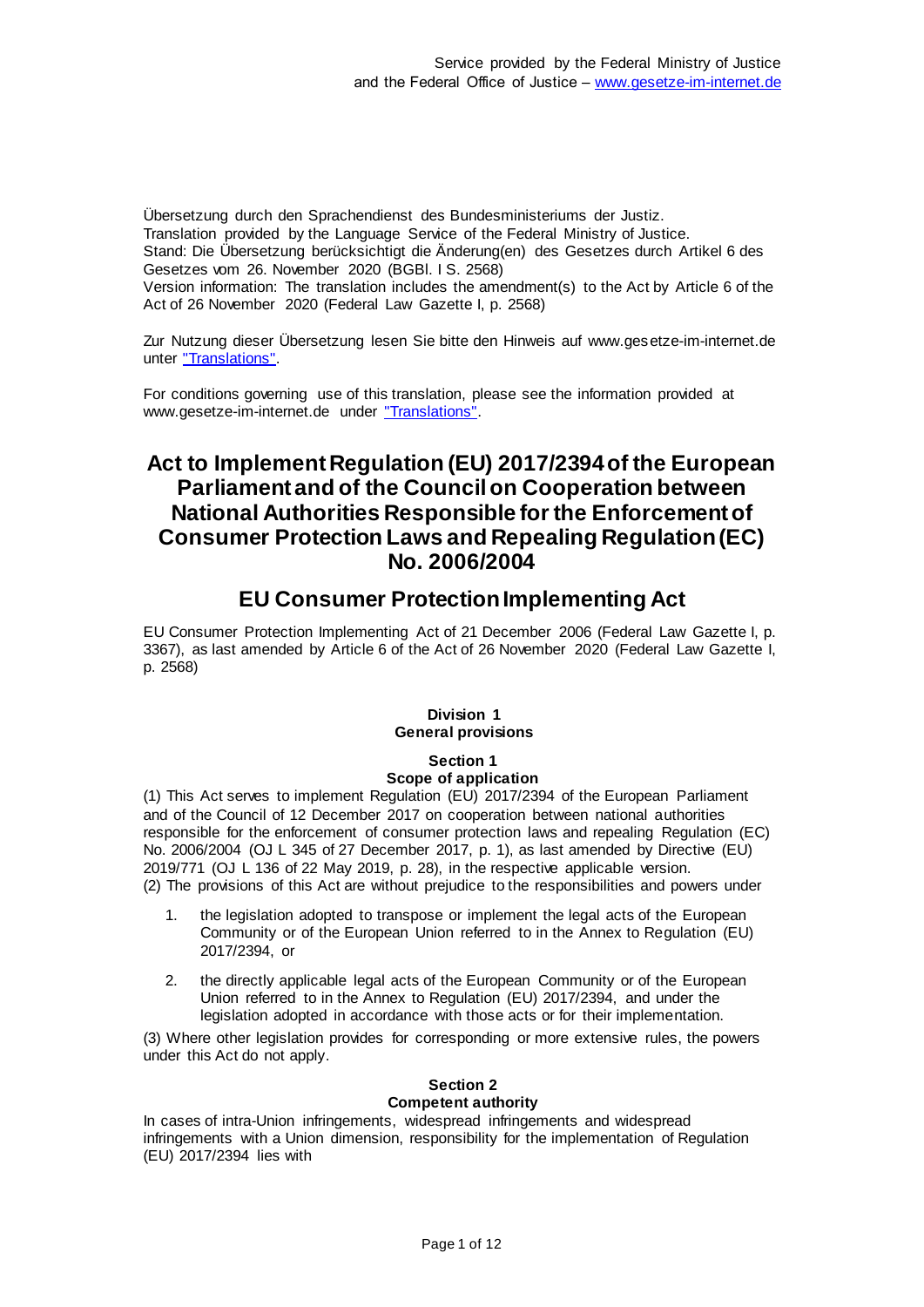Übersetzung durch den Sprachendienst des Bundesministeriums der Justiz.
Translation provided by the Language Service of the Federal Ministry of Justice.
Stand: Die Übersetzung berücksichtigt die Änderung(en) des Gesetzes durch Artikel 6 des Gesetzes vom 26. November 2020 (BGBl. I S. 2568)
Version information: The translation includes the amendment(s) to the Act by Article 6 of the Act of 26 November 2020 (Federal Law Gazette I, p. 2568)

Zur Nutzung dieser Übersetzung lesen Sie bitte den Hinweis auf www.gesetze-im-internet.de unter "Translations".

For conditions governing use of this translation, please see the information provided at www.gesetze-im-internet.de under "Translations".

# Act to Implement Regulation (EU) 2017/2394 of the European Parliament and of the Council on Cooperation between National Authorities Responsible for the Enforcement of Consumer Protection Laws and Repealing Regulation (EC) No. 2006/2004

## EU Consumer Protection Implementing Act

EU Consumer Protection Implementing Act of 21 December 2006 (Federal Law Gazette I, p. 3367), as last amended by Article 6 of the Act of 26 November 2020 (Federal Law Gazette I, p. 2568)

### Division 1
### General provisions

#### Section 1
#### Scope of application

(1) This Act serves to implement Regulation (EU) 2017/2394 of the European Parliament and of the Council of 12 December 2017 on cooperation between national authorities responsible for the enforcement of consumer protection laws and repealing Regulation (EC) No. 2006/2004 (OJ L 345 of 27 December 2017, p. 1), as last amended by Directive (EU) 2019/771 (OJ L 136 of 22 May 2019, p. 28), in the respective applicable version.
(2) The provisions of this Act are without prejudice to the responsibilities and powers under

1. the legislation adopted to transpose or implement the legal acts of the European Community or of the European Union referred to in the Annex to Regulation (EU) 2017/2394, or
2. the directly applicable legal acts of the European Community or of the European Union referred to in the Annex to Regulation (EU) 2017/2394, and under the legislation adopted in accordance with those acts or for their implementation.

(3) Where other legislation provides for corresponding or more extensive rules, the powers under this Act do not apply.

#### Section 2
#### Competent authority

In cases of intra-Union infringements, widespread infringements and widespread infringements with a Union dimension, responsibility for the implementation of Regulation (EU) 2017/2394 lies with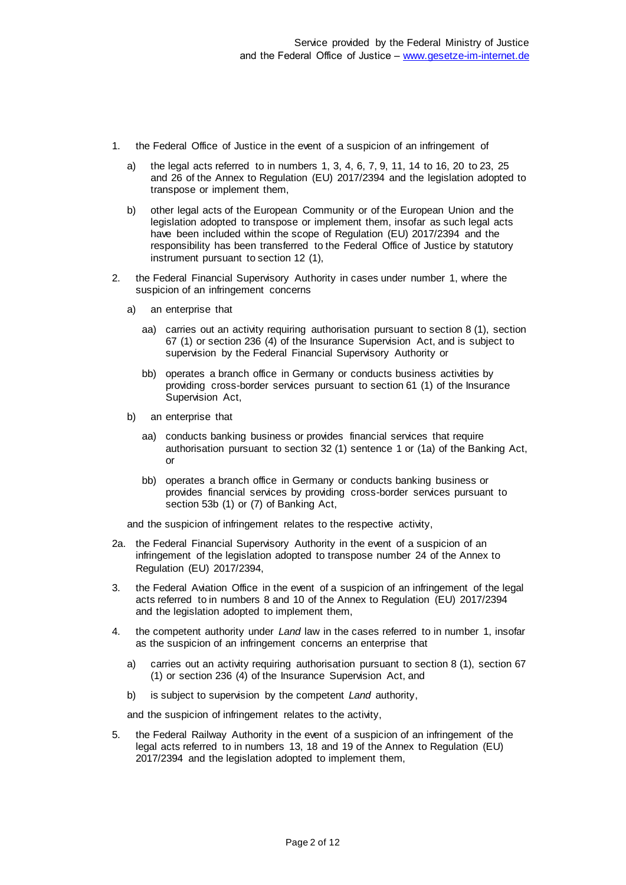1. the Federal Office of Justice in the event of a suspicion of an infringement of
   a) the legal acts referred to in numbers 1, 3, 4, 6, 7, 9, 11, 14 to 16, 20 to 23, 25 and 26 of the Annex to Regulation (EU) 2017/2394 and the legislation adopted to transpose or implement them,
   b) other legal acts of the European Community or of the European Union and the legislation adopted to transpose or implement them, insofar as such legal acts have been included within the scope of Regulation (EU) 2017/2394 and the responsibility has been transferred to the Federal Office of Justice by statutory instrument pursuant to section 12 (1),
2. the Federal Financial Supervisory Authority in cases under number 1, where the suspicion of an infringement concerns
   a) an enterprise that
      aa) carries out an activity requiring authorisation pursuant to section 8 (1), section 67 (1) or section 236 (4) of the Insurance Supervision Act, and is subject to supervision by the Federal Financial Supervisory Authority or
      bb) operates a branch office in Germany or conducts business activities by providing cross-border services pursuant to section 61 (1) of the Insurance Supervision Act,
   b) an enterprise that
      aa) conducts banking business or provides financial services that require authorisation pursuant to section 32 (1) sentence 1 or (1a) of the Banking Act, or
      bb) operates a branch office in Germany or conducts banking business or provides financial services by providing cross-border services pursuant to section 53b (1) or (7) of Banking Act,

   and the suspicion of infringement relates to the respective activity,

2a. the Federal Financial Supervisory Authority in the event of a suspicion of an infringement of the legislation adopted to transpose number 24 of the Annex to Regulation (EU) 2017/2394,

3. the Federal Aviation Office in the event of a suspicion of an infringement of the legal acts referred to in numbers 8 and 10 of the Annex to Regulation (EU) 2017/2394 and the legislation adopted to implement them,
4. the competent authority under *Land* law in the cases referred to in number 1, insofar as the suspicion of an infringement concerns an enterprise that
   a) carries out an activity requiring authorisation pursuant to section 8 (1), section 67 (1) or section 236 (4) of the Insurance Supervision Act, and
   b) is subject to supervision by the competent *Land* authority,

   and the suspicion of infringement relates to the activity,

5. the Federal Railway Authority in the event of a suspicion of an infringement of the legal acts referred to in numbers 13, 18 and 19 of the Annex to Regulation (EU) 2017/2394 and the legislation adopted to implement them,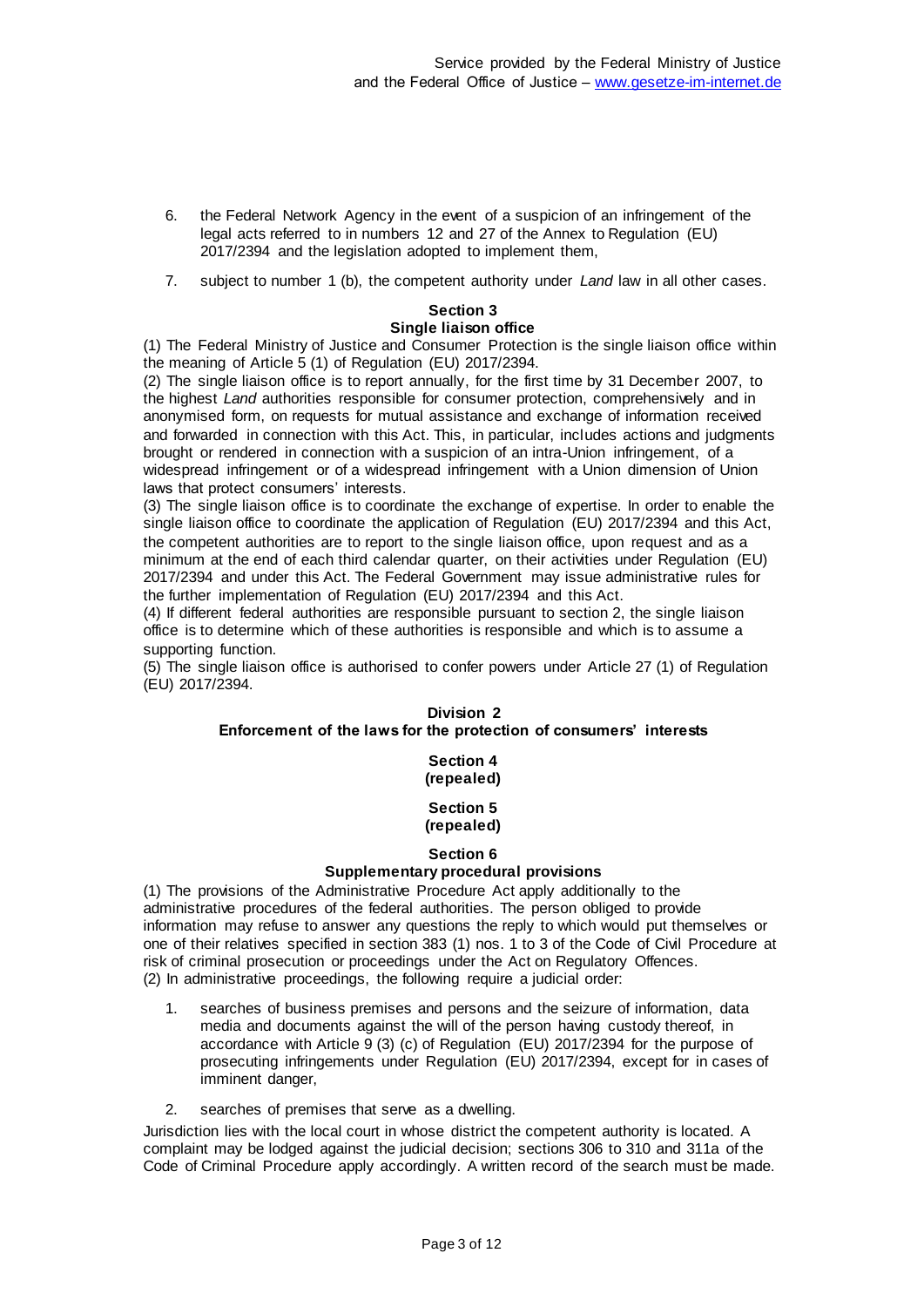6. the Federal Network Agency in the event of a suspicion of an infringement of the legal acts referred to in numbers 12 and 27 of the Annex to Regulation (EU) 2017/2394 and the legislation adopted to implement them,
7. subject to number 1 (b), the competent authority under *Land* law in all other cases.

### Section 3
### Single liaison office

(1) The Federal Ministry of Justice and Consumer Protection is the single liaison office within the meaning of Article 5 (1) of Regulation (EU) 2017/2394.
(2) The single liaison office is to report annually, for the first time by 31 December 2007, to the highest *Land* authorities responsible for consumer protection, comprehensively and in anonymised form, on requests for mutual assistance and exchange of information received and forwarded in connection with this Act. This, in particular, includes actions and judgments brought or rendered in connection with a suspicion of an intra-Union infringement, of a widespread infringement or of a widespread infringement with a Union dimension of Union laws that protect consumers' interests.
(3) The single liaison office is to coordinate the exchange of expertise. In order to enable the single liaison office to coordinate the application of Regulation (EU) 2017/2394 and this Act, the competent authorities are to report to the single liaison office, upon request and as a minimum at the end of each third calendar quarter, on their activities under Regulation (EU) 2017/2394 and under this Act. The Federal Government may issue administrative rules for the further implementation of Regulation (EU) 2017/2394 and this Act.
(4) If different federal authorities are responsible pursuant to section 2, the single liaison office is to determine which of these authorities is responsible and which is to assume a supporting function.
(5) The single liaison office is authorised to confer powers under Article 27 (1) of Regulation (EU) 2017/2394.

## Division 2
## Enforcement of the laws for the protection of consumers' interests

### Section 4
### (repealed)

### Section 5
### (repealed)

### Section 6
### Supplementary procedural provisions

(1) The provisions of the Administrative Procedure Act apply additionally to the administrative procedures of the federal authorities. The person obliged to provide information may refuse to answer any questions the reply to which would put themselves or one of their relatives specified in section 383 (1) nos. 1 to 3 of the Code of Civil Procedure at risk of criminal prosecution or proceedings under the Act on Regulatory Offences.
(2) In administrative proceedings, the following require a judicial order:

1. searches of business premises and persons and the seizure of information, data media and documents against the will of the person having custody thereof, in accordance with Article 9 (3) (c) of Regulation (EU) 2017/2394 for the purpose of prosecuting infringements under Regulation (EU) 2017/2394, except for in cases of imminent danger,
2. searches of premises that serve as a dwelling.

Jurisdiction lies with the local court in whose district the competent authority is located. A complaint may be lodged against the judicial decision; sections 306 to 310 and 311a of the Code of Criminal Procedure apply accordingly. A written record of the search must be made.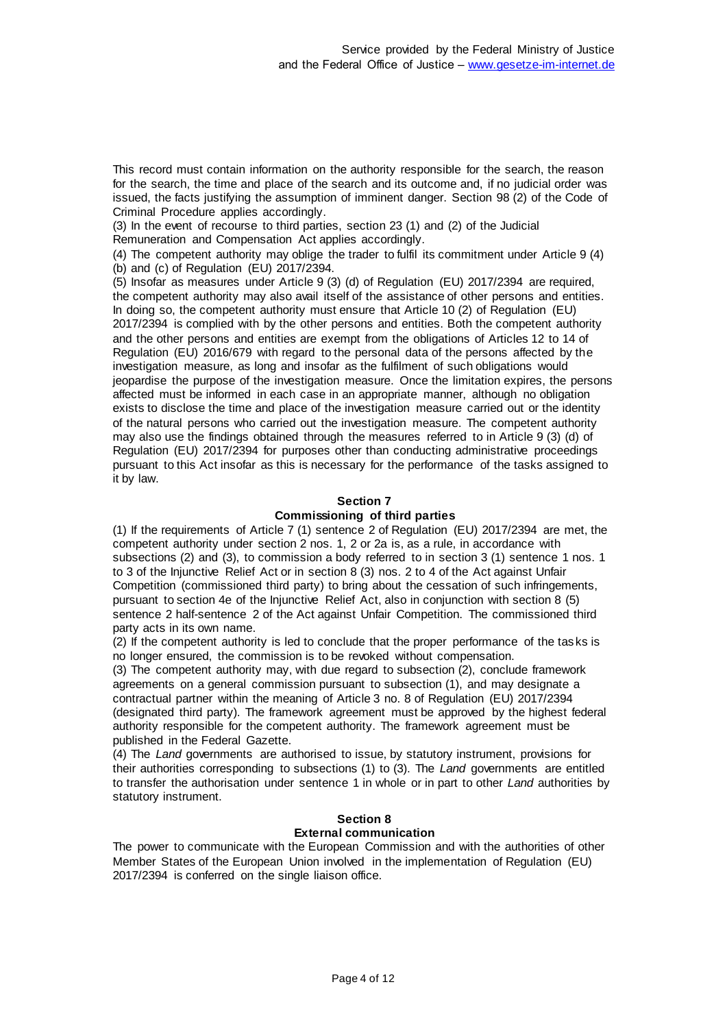This record must contain information on the authority responsible for the search, the reason for the search, the time and place of the search and its outcome and, if no judicial order was issued, the facts justifying the assumption of imminent danger. Section 98 (2) of the Code of Criminal Procedure applies accordingly.

(3) In the event of recourse to third parties, section 23 (1) and (2) of the Judicial Remuneration and Compensation Act applies accordingly.

(4) The competent authority may oblige the trader to fulfil its commitment under Article 9 (4) (b) and (c) of Regulation (EU) 2017/2394.

(5) Insofar as measures under Article 9 (3) (d) of Regulation (EU) 2017/2394 are required, the competent authority may also avail itself of the assistance of other persons and entities. In doing so, the competent authority must ensure that Article 10 (2) of Regulation (EU) 2017/2394 is complied with by the other persons and entities. Both the competent authority and the other persons and entities are exempt from the obligations of Articles 12 to 14 of Regulation (EU) 2016/679 with regard to the personal data of the persons affected by the investigation measure, as long and insofar as the fulfilment of such obligations would jeopardise the purpose of the investigation measure. Once the limitation expires, the persons affected must be informed in each case in an appropriate manner, although no obligation exists to disclose the time and place of the investigation measure carried out or the identity of the natural persons who carried out the investigation measure. The competent authority may also use the findings obtained through the measures referred to in Article 9 (3) (d) of Regulation (EU) 2017/2394 for purposes other than conducting administrative proceedings pursuant to this Act insofar as this is necessary for the performance of the tasks assigned to it by law.

## Section 7
## Commissioning of third parties

(1) If the requirements of Article 7 (1) sentence 2 of Regulation (EU) 2017/2394 are met, the competent authority under section 2 nos. 1, 2 or 2a is, as a rule, in accordance with subsections (2) and (3), to commission a body referred to in section 3 (1) sentence 1 nos. 1 to 3 of the Injunctive Relief Act or in section 8 (3) nos. 2 to 4 of the Act against Unfair Competition (commissioned third party) to bring about the cessation of such infringements, pursuant to section 4e of the Injunctive Relief Act, also in conjunction with section 8 (5) sentence 2 half-sentence 2 of the Act against Unfair Competition. The commissioned third party acts in its own name.

(2) If the competent authority is led to conclude that the proper performance of the tasks is no longer ensured, the commission is to be revoked without compensation.

(3) The competent authority may, with due regard to subsection (2), conclude framework agreements on a general commission pursuant to subsection (1), and may designate a contractual partner within the meaning of Article 3 no. 8 of Regulation (EU) 2017/2394 (designated third party). The framework agreement must be approved by the highest federal authority responsible for the competent authority. The framework agreement must be published in the Federal Gazette.

(4) The *Land* governments are authorised to issue, by statutory instrument, provisions for their authorities corresponding to subsections (1) to (3). The *Land* governments are entitled to transfer the authorisation under sentence 1 in whole or in part to other *Land* authorities by statutory instrument.

## Section 8
## External communication

The power to communicate with the European Commission and with the authorities of other Member States of the European Union involved in the implementation of Regulation (EU) 2017/2394 is conferred on the single liaison office.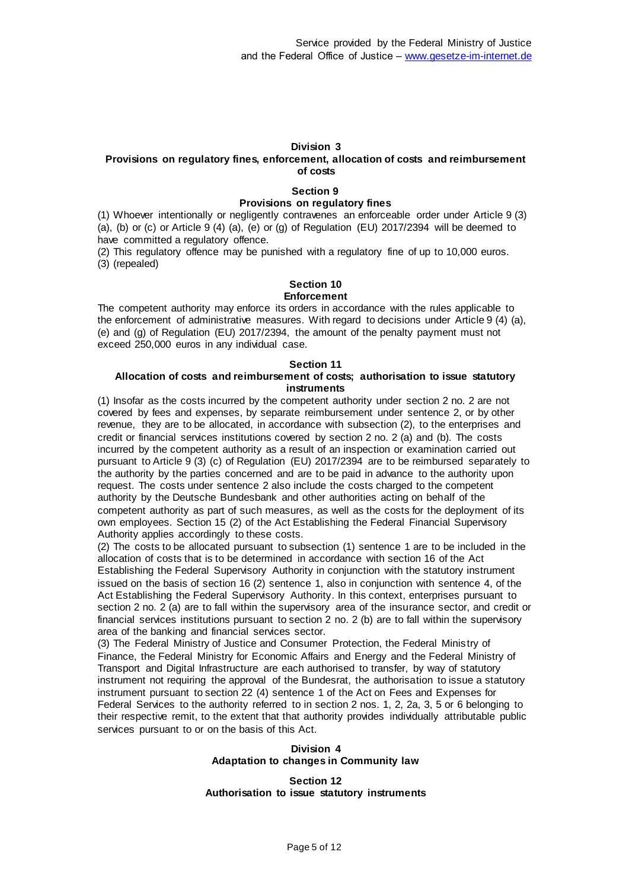## Division 3
### Provisions on regulatory fines, enforcement, allocation of costs and reimbursement of costs

#### Section 9
#### Provisions on regulatory fines

(1) Whoever intentionally or negligently contravenes an enforceable order under Article 9 (3) (a), (b) or (c) or Article 9 (4) (a), (e) or (g) of Regulation (EU) 2017/2394 will be deemed to have committed a regulatory offence.

(2) This regulatory offence may be punished with a regulatory fine of up to 10,000 euros.

(3) (repealed)

#### Section 10
#### Enforcement

The competent authority may enforce its orders in accordance with the rules applicable to the enforcement of administrative measures. With regard to decisions under Article 9 (4) (a), (e) and (g) of Regulation (EU) 2017/2394, the amount of the penalty payment must not exceed 250,000 euros in any individual case.

#### Section 11
#### Allocation of costs and reimbursement of costs; authorisation to issue statutory instruments

(1) Insofar as the costs incurred by the competent authority under section 2 no. 2 are not covered by fees and expenses, by separate reimbursement under sentence 2, or by other revenue, they are to be allocated, in accordance with subsection (2), to the enterprises and credit or financial services institutions covered by section 2 no. 2 (a) and (b). The costs incurred by the competent authority as a result of an inspection or examination carried out pursuant to Article 9 (3) (c) of Regulation (EU) 2017/2394 are to be reimbursed separately to the authority by the parties concerned and are to be paid in advance to the authority upon request. The costs under sentence 2 also include the costs charged to the competent authority by the Deutsche Bundesbank and other authorities acting on behalf of the competent authority as part of such measures, as well as the costs for the deployment of its own employees. Section 15 (2) of the Act Establishing the Federal Financial Supervisory Authority applies accordingly to these costs.

(2) The costs to be allocated pursuant to subsection (1) sentence 1 are to be included in the allocation of costs that is to be determined in accordance with section 16 of the Act Establishing the Federal Supervisory Authority in conjunction with the statutory instrument issued on the basis of section 16 (2) sentence 1, also in conjunction with sentence 4, of the Act Establishing the Federal Supervisory Authority. In this context, enterprises pursuant to section 2 no. 2 (a) are to fall within the supervisory area of the insurance sector, and credit or financial services institutions pursuant to section 2 no. 2 (b) are to fall within the supervisory area of the banking and financial services sector.

(3) The Federal Ministry of Justice and Consumer Protection, the Federal Ministry of Finance, the Federal Ministry for Economic Affairs and Energy and the Federal Ministry of Transport and Digital Infrastructure are each authorised to transfer, by way of statutory instrument not requiring the approval of the Bundesrat, the authorisation to issue a statutory instrument pursuant to section 22 (4) sentence 1 of the Act on Fees and Expenses for Federal Services to the authority referred to in section 2 nos. 1, 2, 2a, 3, 5 or 6 belonging to their respective remit, to the extent that that authority provides individually attributable public services pursuant to or on the basis of this Act.

## Division 4
### Adaptation to changes in Community law

#### Section 12
#### Authorisation to issue statutory instruments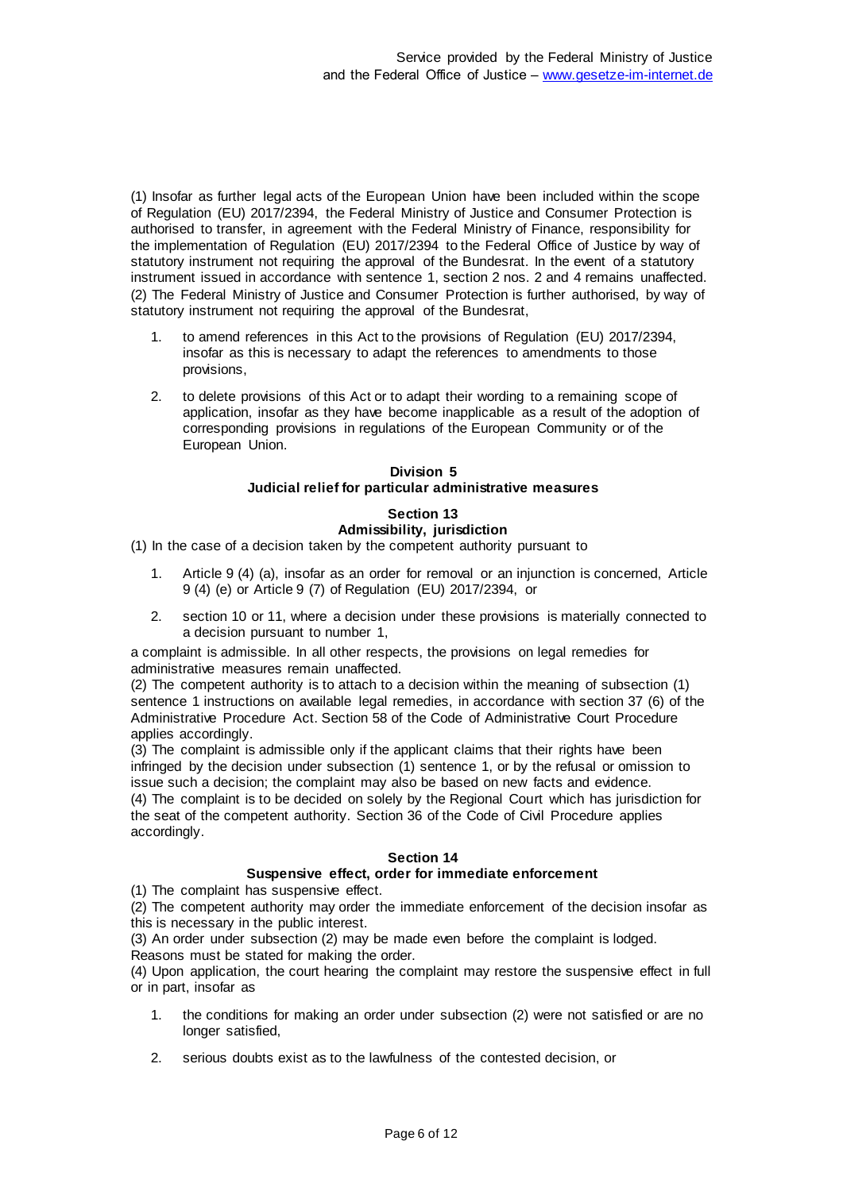(1) Insofar as further legal acts of the European Union have been included within the scope of Regulation (EU) 2017/2394, the Federal Ministry of Justice and Consumer Protection is authorised to transfer, in agreement with the Federal Ministry of Finance, responsibility for the implementation of Regulation (EU) 2017/2394 to the Federal Office of Justice by way of statutory instrument not requiring the approval of the Bundesrat. In the event of a statutory instrument issued in accordance with sentence 1, section 2 nos. 2 and 4 remains unaffected.
(2) The Federal Ministry of Justice and Consumer Protection is further authorised, by way of statutory instrument not requiring the approval of the Bundesrat,

1. to amend references in this Act to the provisions of Regulation (EU) 2017/2394, insofar as this is necessary to adapt the references to amendments to those provisions,
2. to delete provisions of this Act or to adapt their wording to a remaining scope of application, insofar as they have become inapplicable as a result of the adoption of corresponding provisions in regulations of the European Community or of the European Union.

## Division 5
## Judicial relief for particular administrative measures

### Section 13
### Admissibility, jurisdiction

(1) In the case of a decision taken by the competent authority pursuant to

1. Article 9 (4) (a), insofar as an order for removal or an injunction is concerned, Article 9 (4) (e) or Article 9 (7) of Regulation (EU) 2017/2394, or
2. section 10 or 11, where a decision under these provisions is materially connected to a decision pursuant to number 1,

a complaint is admissible. In all other respects, the provisions on legal remedies for administrative measures remain unaffected.
(2) The competent authority is to attach to a decision within the meaning of subsection (1) sentence 1 instructions on available legal remedies, in accordance with section 37 (6) of the Administrative Procedure Act. Section 58 of the Code of Administrative Court Procedure applies accordingly.
(3) The complaint is admissible only if the applicant claims that their rights have been infringed by the decision under subsection (1) sentence 1, or by the refusal or omission to issue such a decision; the complaint may also be based on new facts and evidence.
(4) The complaint is to be decided on solely by the Regional Court which has jurisdiction for the seat of the competent authority. Section 36 of the Code of Civil Procedure applies accordingly.

### Section 14
### Suspensive effect, order for immediate enforcement

(1) The complaint has suspensive effect.
(2) The competent authority may order the immediate enforcement of the decision insofar as this is necessary in the public interest.
(3) An order under subsection (2) may be made even before the complaint is lodged. Reasons must be stated for making the order.
(4) Upon application, the court hearing the complaint may restore the suspensive effect in full or in part, insofar as

1. the conditions for making an order under subsection (2) were not satisfied or are no longer satisfied,
2. serious doubts exist as to the lawfulness of the contested decision, or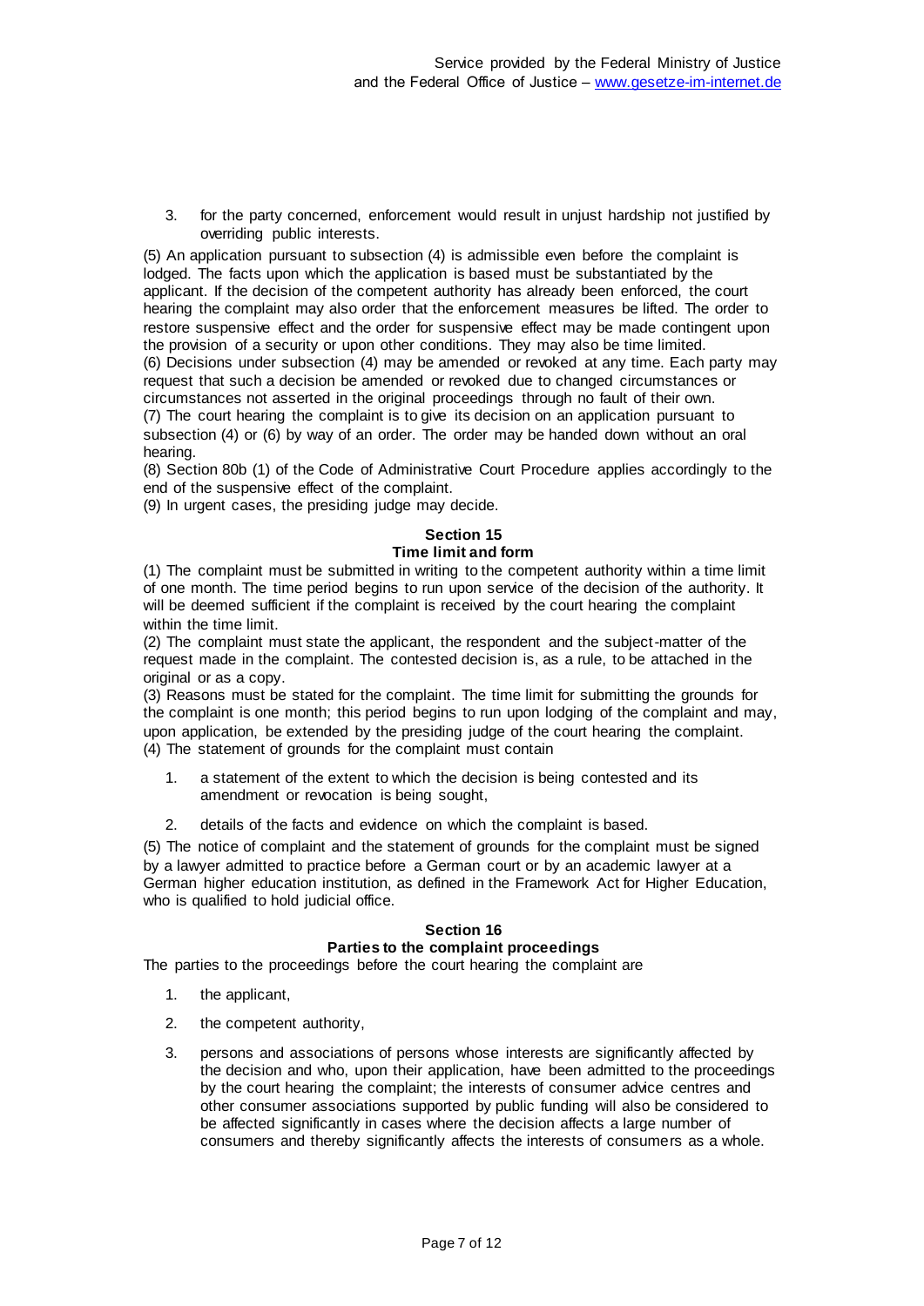3. for the party concerned, enforcement would result in unjust hardship not justified by overriding public interests.

(5) An application pursuant to subsection (4) is admissible even before the complaint is lodged. The facts upon which the application is based must be substantiated by the applicant. If the decision of the competent authority has already been enforced, the court hearing the complaint may also order that the enforcement measures be lifted. The order to restore suspensive effect and the order for suspensive effect may be made contingent upon the provision of a security or upon other conditions. They may also be time limited.

(6) Decisions under subsection (4) may be amended or revoked at any time. Each party may request that such a decision be amended or revoked due to changed circumstances or circumstances not asserted in the original proceedings through no fault of their own.

(7) The court hearing the complaint is to give its decision on an application pursuant to subsection (4) or (6) by way of an order. The order may be handed down without an oral hearing.

(8) Section 80b (1) of the Code of Administrative Court Procedure applies accordingly to the end of the suspensive effect of the complaint.

(9) In urgent cases, the presiding judge may decide.

### Section 15
### Time limit and form

(1) The complaint must be submitted in writing to the competent authority within a time limit of one month. The time period begins to run upon service of the decision of the authority. It will be deemed sufficient if the complaint is received by the court hearing the complaint within the time limit.

(2) The complaint must state the applicant, the respondent and the subject-matter of the request made in the complaint. The contested decision is, as a rule, to be attached in the original or as a copy.

(3) Reasons must be stated for the complaint. The time limit for submitting the grounds for the complaint is one month; this period begins to run upon lodging of the complaint and may, upon application, be extended by the presiding judge of the court hearing the complaint.

(4) The statement of grounds for the complaint must contain

1. a statement of the extent to which the decision is being contested and its amendment or revocation is being sought,
2. details of the facts and evidence on which the complaint is based.

(5) The notice of complaint and the statement of grounds for the complaint must be signed by a lawyer admitted to practice before a German court or by an academic lawyer at a German higher education institution, as defined in the Framework Act for Higher Education, who is qualified to hold judicial office.

### Section 16
### Parties to the complaint proceedings

The parties to the proceedings before the court hearing the complaint are

1. the applicant,
2. the competent authority,
3. persons and associations of persons whose interests are significantly affected by the decision and who, upon their application, have been admitted to the proceedings by the court hearing the complaint; the interests of consumer advice centres and other consumer associations supported by public funding will also be considered to be affected significantly in cases where the decision affects a large number of consumers and thereby significantly affects the interests of consumers as a whole.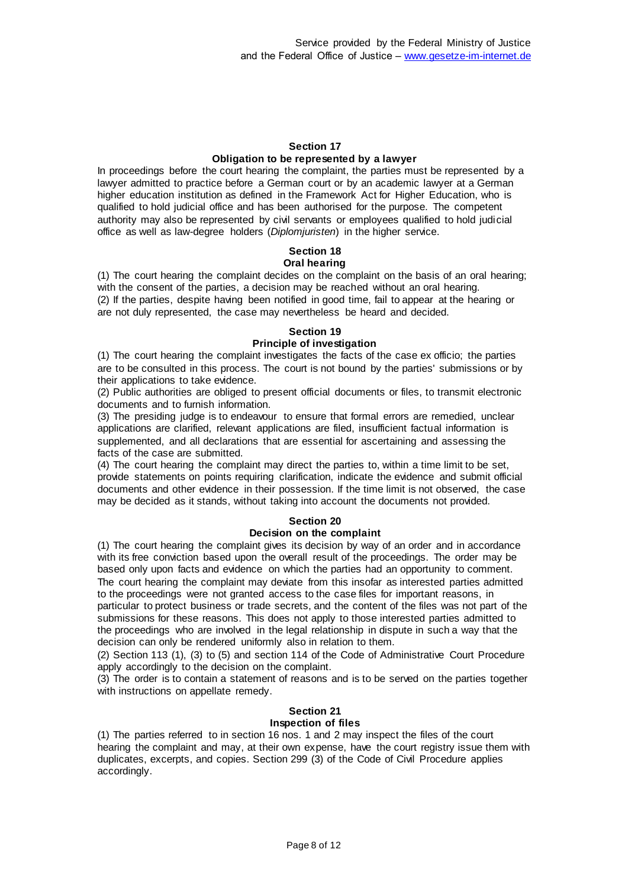## Section 17
### Obligation to be represented by a lawyer

In proceedings before the court hearing the complaint, the parties must be represented by a lawyer admitted to practice before a German court or by an academic lawyer at a German higher education institution as defined in the Framework Act for Higher Education, who is qualified to hold judicial office and has been authorised for the purpose. The competent authority may also be represented by civil servants or employees qualified to hold judicial office as well as law-degree holders (*Diplomjuristen*) in the higher service.

## Section 18
### Oral hearing

(1) The court hearing the complaint decides on the complaint on the basis of an oral hearing; with the consent of the parties, a decision may be reached without an oral hearing.
(2) If the parties, despite having been notified in good time, fail to appear at the hearing or are not duly represented, the case may nevertheless be heard and decided.

## Section 19
### Principle of investigation

(1) The court hearing the complaint investigates the facts of the case ex officio; the parties are to be consulted in this process. The court is not bound by the parties' submissions or by their applications to take evidence.
(2) Public authorities are obliged to present official documents or files, to transmit electronic documents and to furnish information.
(3) The presiding judge is to endeavour to ensure that formal errors are remedied, unclear applications are clarified, relevant applications are filed, insufficient factual information is supplemented, and all declarations that are essential for ascertaining and assessing the facts of the case are submitted.
(4) The court hearing the complaint may direct the parties to, within a time limit to be set, provide statements on points requiring clarification, indicate the evidence and submit official documents and other evidence in their possession. If the time limit is not observed, the case may be decided as it stands, without taking into account the documents not provided.

## Section 20
### Decision on the complaint

(1) The court hearing the complaint gives its decision by way of an order and in accordance with its free conviction based upon the overall result of the proceedings. The order may be based only upon facts and evidence on which the parties had an opportunity to comment. The court hearing the complaint may deviate from this insofar as interested parties admitted to the proceedings were not granted access to the case files for important reasons, in particular to protect business or trade secrets, and the content of the files was not part of the submissions for these reasons. This does not apply to those interested parties admitted to the proceedings who are involved in the legal relationship in dispute in such a way that the decision can only be rendered uniformly also in relation to them.
(2) Section 113 (1), (3) to (5) and section 114 of the Code of Administrative Court Procedure apply accordingly to the decision on the complaint.
(3) The order is to contain a statement of reasons and is to be served on the parties together with instructions on appellate remedy.

## Section 21
### Inspection of files

(1) The parties referred to in section 16 nos. 1 and 2 may inspect the files of the court hearing the complaint and may, at their own expense, have the court registry issue them with duplicates, excerpts, and copies. Section 299 (3) of the Code of Civil Procedure applies accordingly.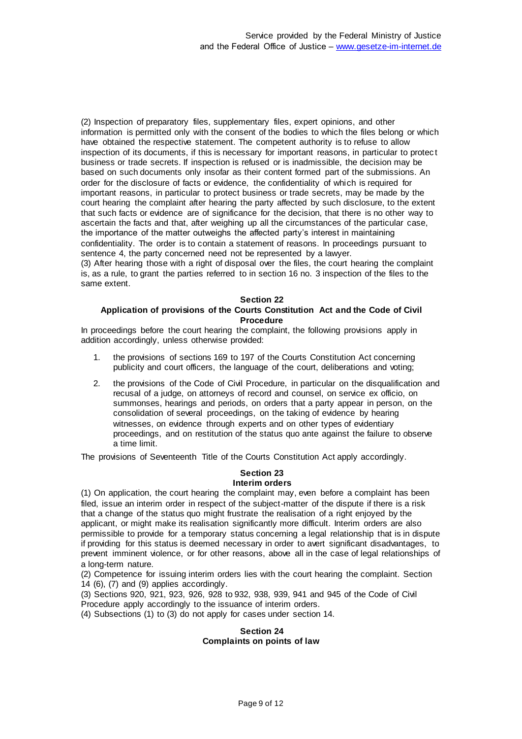(2) Inspection of preparatory files, supplementary files, expert opinions, and other information is permitted only with the consent of the bodies to which the files belong or which have obtained the respective statement. The competent authority is to refuse to allow inspection of its documents, if this is necessary for important reasons, in particular to protect business or trade secrets. If inspection is refused or is inadmissible, the decision may be based on such documents only insofar as their content formed part of the submissions. An order for the disclosure of facts or evidence, the confidentiality of which is required for important reasons, in particular to protect business or trade secrets, may be made by the court hearing the complaint after hearing the party affected by such disclosure, to the extent that such facts or evidence are of significance for the decision, that there is no other way to ascertain the facts and that, after weighing up all the circumstances of the particular case, the importance of the matter outweighs the affected party's interest in maintaining confidentiality. The order is to contain a statement of reasons. In proceedings pursuant to sentence 4, the party concerned need not be represented by a lawyer.

(3) After hearing those with a right of disposal over the files, the court hearing the complaint is, as a rule, to grant the parties referred to in section 16 no. 3 inspection of the files to the same extent.

#### Section 22
#### Application of provisions of the Courts Constitution Act and the Code of Civil Procedure

In proceedings before the court hearing the complaint, the following provisions apply in addition accordingly, unless otherwise provided:

1. the provisions of sections 169 to 197 of the Courts Constitution Act concerning publicity and court officers, the language of the court, deliberations and voting;
2. the provisions of the Code of Civil Procedure, in particular on the disqualification and recusal of a judge, on attorneys of record and counsel, on service ex officio, on summonses, hearings and periods, on orders that a party appear in person, on the consolidation of several proceedings, on the taking of evidence by hearing witnesses, on evidence through experts and on other types of evidentiary proceedings, and on restitution of the status quo ante against the failure to observe a time limit.

The provisions of Seventeenth Title of the Courts Constitution Act apply accordingly.

#### Section 23
#### Interim orders

(1) On application, the court hearing the complaint may, even before a complaint has been filed, issue an interim order in respect of the subject-matter of the dispute if there is a risk that a change of the status quo might frustrate the realisation of a right enjoyed by the applicant, or might make its realisation significantly more difficult. Interim orders are also permissible to provide for a temporary status concerning a legal relationship that is in dispute if providing for this status is deemed necessary in order to avert significant disadvantages, to prevent imminent violence, or for other reasons, above all in the case of legal relationships of a long-term nature.

(2) Competence for issuing interim orders lies with the court hearing the complaint. Section 14 (6), (7) and (9) applies accordingly.

(3) Sections 920, 921, 923, 926, 928 to 932, 938, 939, 941 and 945 of the Code of Civil Procedure apply accordingly to the issuance of interim orders.

(4) Subsections (1) to (3) do not apply for cases under section 14.

#### Section 24
#### Complaints on points of law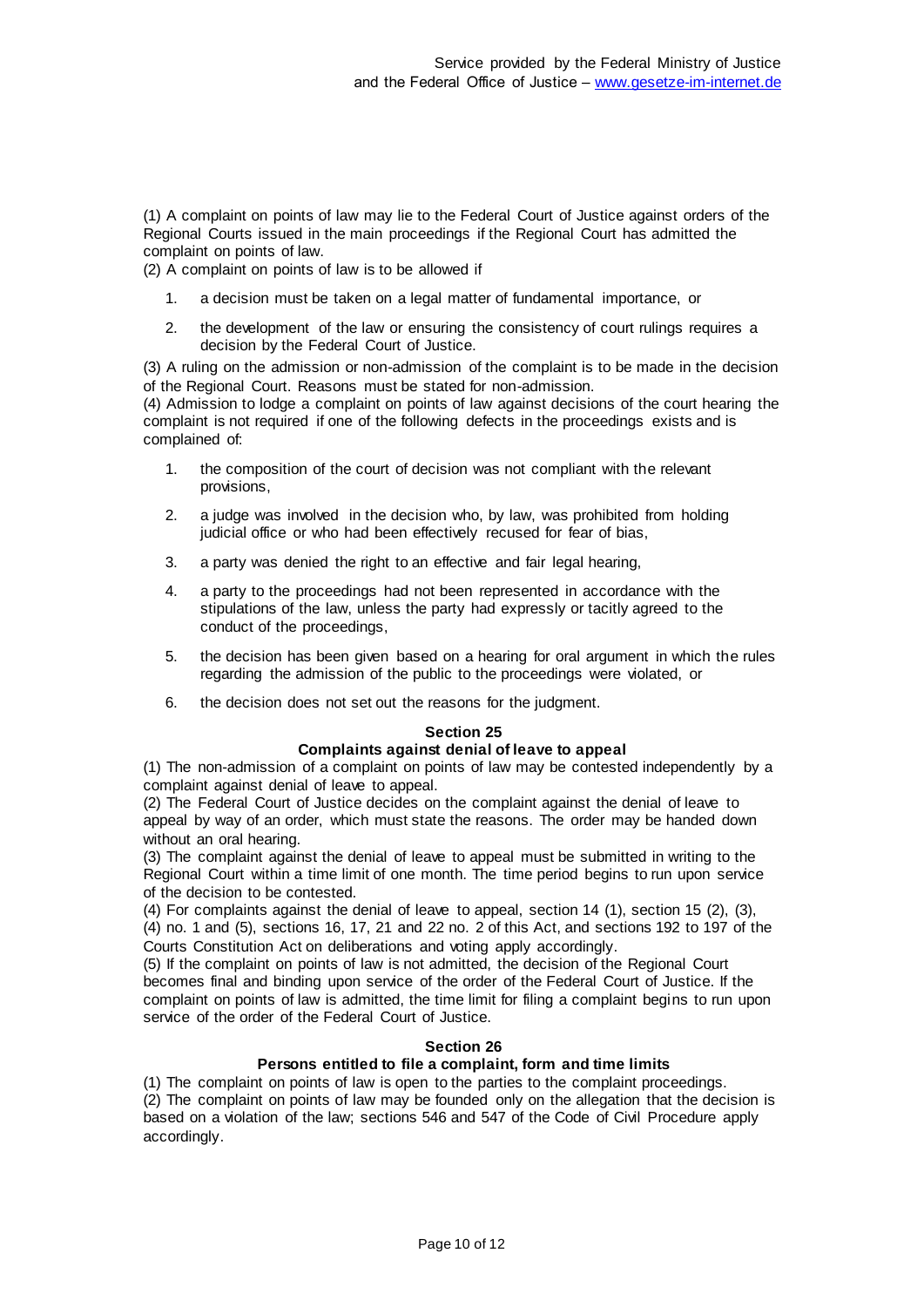(1) A complaint on points of law may lie to the Federal Court of Justice against orders of the Regional Courts issued in the main proceedings if the Regional Court has admitted the complaint on points of law.
(2) A complaint on points of law is to be allowed if

1. a decision must be taken on a legal matter of fundamental importance, or
2. the development of the law or ensuring the consistency of court rulings requires a decision by the Federal Court of Justice.

(3) A ruling on the admission or non-admission of the complaint is to be made in the decision of the Regional Court. Reasons must be stated for non-admission.
(4) Admission to lodge a complaint on points of law against decisions of the court hearing the complaint is not required if one of the following defects in the proceedings exists and is complained of:

1. the composition of the court of decision was not compliant with the relevant provisions,
2. a judge was involved in the decision who, by law, was prohibited from holding judicial office or who had been effectively recused for fear of bias,
3. a party was denied the right to an effective and fair legal hearing,
4. a party to the proceedings had not been represented in accordance with the stipulations of the law, unless the party had expressly or tacitly agreed to the conduct of the proceedings,
5. the decision has been given based on a hearing for oral argument in which the rules regarding the admission of the public to the proceedings were violated, or
6. the decision does not set out the reasons for the judgment.

### Section 25
### Complaints against denial of leave to appeal

(1) The non-admission of a complaint on points of law may be contested independently by a complaint against denial of leave to appeal.
(2) The Federal Court of Justice decides on the complaint against the denial of leave to appeal by way of an order, which must state the reasons. The order may be handed down without an oral hearing.
(3) The complaint against the denial of leave to appeal must be submitted in writing to the Regional Court within a time limit of one month. The time period begins to run upon service of the decision to be contested.
(4) For complaints against the denial of leave to appeal, section 14 (1), section 15 (2), (3), (4) no. 1 and (5), sections 16, 17, 21 and 22 no. 2 of this Act, and sections 192 to 197 of the Courts Constitution Act on deliberations and voting apply accordingly.
(5) If the complaint on points of law is not admitted, the decision of the Regional Court becomes final and binding upon service of the order of the Federal Court of Justice. If the complaint on points of law is admitted, the time limit for filing a complaint begins to run upon service of the order of the Federal Court of Justice.

### Section 26
### Persons entitled to file a complaint, form and time limits

(1) The complaint on points of law is open to the parties to the complaint proceedings.
(2) The complaint on points of law may be founded only on the allegation that the decision is based on a violation of the law; sections 546 and 547 of the Code of Civil Procedure apply accordingly.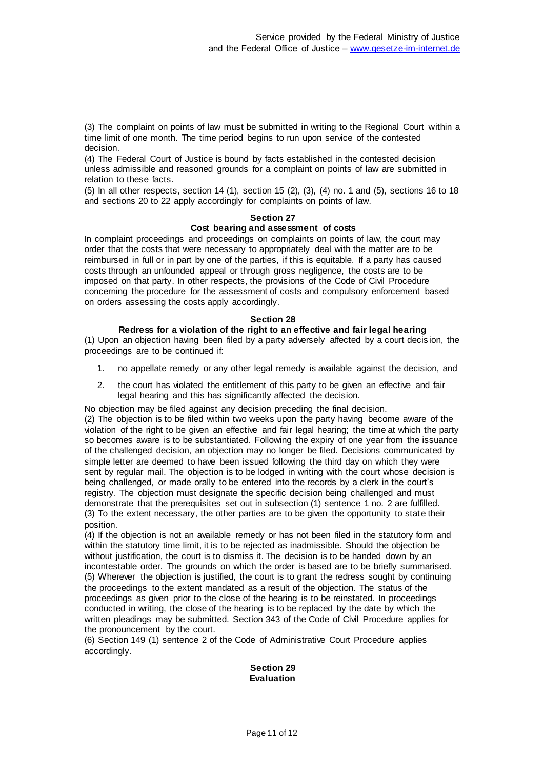(3) The complaint on points of law must be submitted in writing to the Regional Court within a time limit of one month. The time period begins to run upon service of the contested decision.
(4) The Federal Court of Justice is bound by facts established in the contested decision unless admissible and reasoned grounds for a complaint on points of law are submitted in relation to these facts.
(5) In all other respects, section 14 (1), section 15 (2), (3), (4) no. 1 and (5), sections 16 to 18 and sections 20 to 22 apply accordingly for complaints on points of law.

### Section 27
### Cost bearing and assessment of costs

In complaint proceedings and proceedings on complaints on points of law, the court may order that the costs that were necessary to appropriately deal with the matter are to be reimbursed in full or in part by one of the parties, if this is equitable. If a party has caused costs through an unfounded appeal or through gross negligence, the costs are to be imposed on that party. In other respects, the provisions of the Code of Civil Procedure concerning the procedure for the assessment of costs and compulsory enforcement based on orders assessing the costs apply accordingly.

### Section 28
### Redress for a violation of the right to an effective and fair legal hearing

(1) Upon an objection having been filed by a party adversely affected by a court decision, the proceedings are to be continued if:

1. no appellate remedy or any other legal remedy is available against the decision, and
2. the court has violated the entitlement of this party to be given an effective and fair legal hearing and this has significantly affected the decision.

No objection may be filed against any decision preceding the final decision.
(2) The objection is to be filed within two weeks upon the party having become aware of the violation of the right to be given an effective and fair legal hearing; the time at which the party so becomes aware is to be substantiated. Following the expiry of one year from the issuance of the challenged decision, an objection may no longer be filed. Decisions communicated by simple letter are deemed to have been issued following the third day on which they were sent by regular mail. The objection is to be lodged in writing with the court whose decision is being challenged, or made orally to be entered into the records by a clerk in the court's registry. The objection must designate the specific decision being challenged and must demonstrate that the prerequisites set out in subsection (1) sentence 1 no. 2 are fulfilled.
(3) To the extent necessary, the other parties are to be given the opportunity to state their position.
(4) If the objection is not an available remedy or has not been filed in the statutory form and within the statutory time limit, it is to be rejected as inadmissible. Should the objection be without justification, the court is to dismiss it. The decision is to be handed down by an incontestable order. The grounds on which the order is based are to be briefly summarised.
(5) Wherever the objection is justified, the court is to grant the redress sought by continuing the proceedings to the extent mandated as a result of the objection. The status of the proceedings as given prior to the close of the hearing is to be reinstated. In proceedings conducted in writing, the close of the hearing is to be replaced by the date by which the written pleadings may be submitted. Section 343 of the Code of Civil Procedure applies for the pronouncement by the court.
(6) Section 149 (1) sentence 2 of the Code of Administrative Court Procedure applies accordingly.

### Section 29
### Evaluation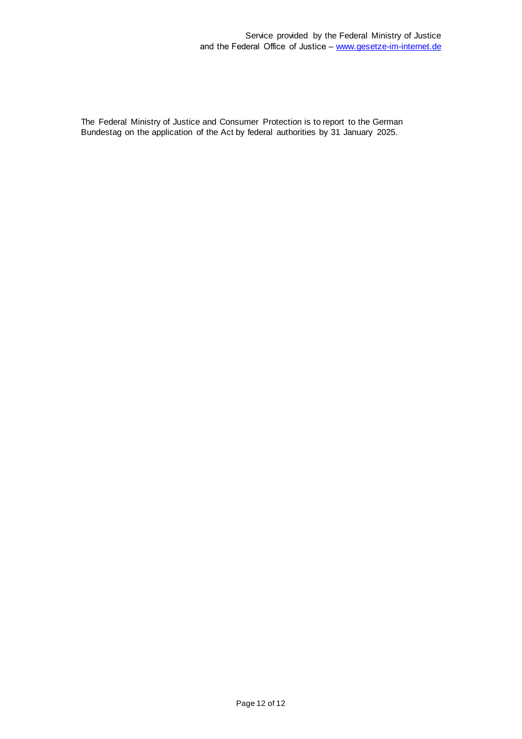The Federal Ministry of Justice and Consumer Protection is to report to the German Bundestag on the application of the Act by federal authorities by 31 January 2025.